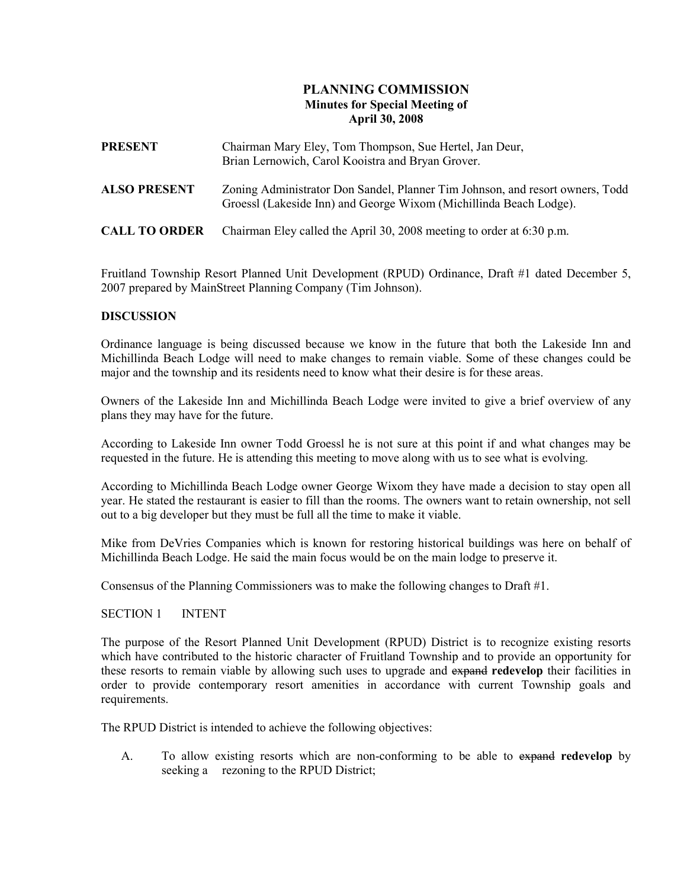# PLANNING COMMISSION
## Minutes for Special Meeting of
## April 30, 2008

**PRESENT** Chairman Mary Eley, Tom Thompson, Sue Hertel, Jan Deur, Brian Lernowich, Carol Kooistra and Bryan Grover.

**ALSO PRESENT** Zoning Administrator Don Sandel, Planner Tim Johnson, and resort owners, Todd Groessl (Lakeside Inn) and George Wixom (Michillinda Beach Lodge).

**CALL TO ORDER** Chairman Eley called the April 30, 2008 meeting to order at 6:30 p.m.

Fruitland Township Resort Planned Unit Development (RPUD) Ordinance, Draft #1 dated December 5, 2007 prepared by MainStreet Planning Company (Tim Johnson).

**DISCUSSION**

Ordinance language is being discussed because we know in the future that both the Lakeside Inn and Michillinda Beach Lodge will need to make changes to remain viable. Some of these changes could be major and the township and its residents need to know what their desire is for these areas.

Owners of the Lakeside Inn and Michillinda Beach Lodge were invited to give a brief overview of any plans they may have for the future.

According to Lakeside Inn owner Todd Groessl he is not sure at this point if and what changes may be requested in the future. He is attending this meeting to move along with us to see what is evolving.

According to Michillinda Beach Lodge owner George Wixom they have made a decision to stay open all year. He stated the restaurant is easier to fill than the rooms. The owners want to retain ownership, not sell out to a big developer but they must be full all the time to make it viable.

Mike from DeVries Companies which is known for restoring historical buildings was here on behalf of Michillinda Beach Lodge. He said the main focus would be on the main lodge to preserve it.

Consensus of the Planning Commissioners was to make the following changes to Draft #1.

SECTION 1 INTENT

The purpose of the Resort Planned Unit Development (RPUD) District is to recognize existing resorts which have contributed to the historic character of Fruitland Township and to provide an opportunity for these resorts to remain viable by allowing such uses to upgrade and ~~expand~~ **redevelop** their facilities in order to provide contemporary resort amenities in accordance with current Township goals and requirements.

The RPUD District is intended to achieve the following objectives:

A. To allow existing resorts which are non-conforming to be able to ~~expand~~ **redevelop** by seeking a rezoning to the RPUD District;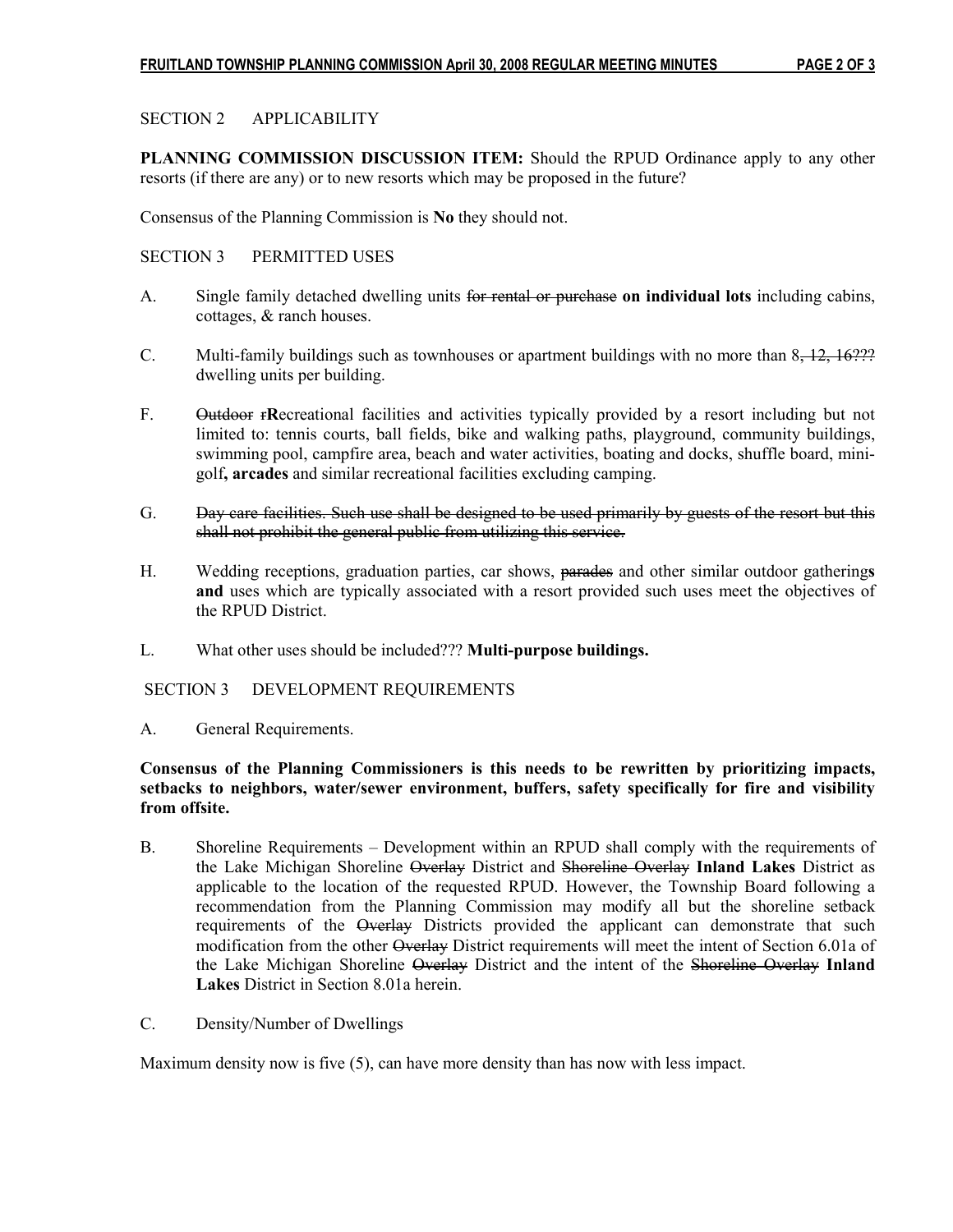SECTION 2 APPLICABILITY

**PLANNING COMMISSION DISCUSSION ITEM:** Should the RPUD Ordinance apply to any other resorts (if there are any) or to new resorts which may be proposed in the future?

Consensus of the Planning Commission is **No** they should not.

SECTION 3 PERMITTED USES

A. Single family detached dwelling units ~~for rental or purchase~~ **on individual lots** including cabins, cottages, & ranch houses.

C. Multi-family buildings such as townhouses or apartment buildings with no more than 8~~, 12, 16???~~ dwelling units per building.

F. ~~Outdoor r~~**R**ecreational facilities and activities typically provided by a resort including but not limited to: tennis courts, ball fields, bike and walking paths, playground, community buildings, swimming pool, campfire area, beach and water activities, boating and docks, shuffle board, mini-golf**, arcades** and similar recreational facilities excluding camping.

G. ~~Day care facilities. Such use shall be designed to be used primarily by guests of the resort but this shall not prohibit the general public from utilizing this service.~~

H. Wedding receptions, graduation parties, car shows, ~~parades~~ and other similar outdoor gathering**s and** uses which are typically associated with a resort provided such uses meet the objectives of the RPUD District.

L. What other uses should be included??? **Multi-purpose buildings.**

SECTION 3 DEVELOPMENT REQUIREMENTS

A. General Requirements.

**Consensus of the Planning Commissioners is this needs to be rewritten by prioritizing impacts, setbacks to neighbors, water/sewer environment, buffers, safety specifically for fire and visibility from offsite.**

B. Shoreline Requirements – Development within an RPUD shall comply with the requirements of the Lake Michigan Shoreline ~~Overlay~~ District and ~~Shoreline Overlay~~ **Inland Lakes** District as applicable to the location of the requested RPUD. However, the Township Board following a recommendation from the Planning Commission may modify all but the shoreline setback requirements of the ~~Overlay~~ Districts provided the applicant can demonstrate that such modification from the other ~~Overlay~~ District requirements will meet the intent of Section 6.01a of the Lake Michigan Shoreline ~~Overlay~~ District and the intent of the ~~Shoreline Overlay~~ **Inland Lakes** District in Section 8.01a herein.

C. Density/Number of Dwellings

Maximum density now is five (5), can have more density than has now with less impact.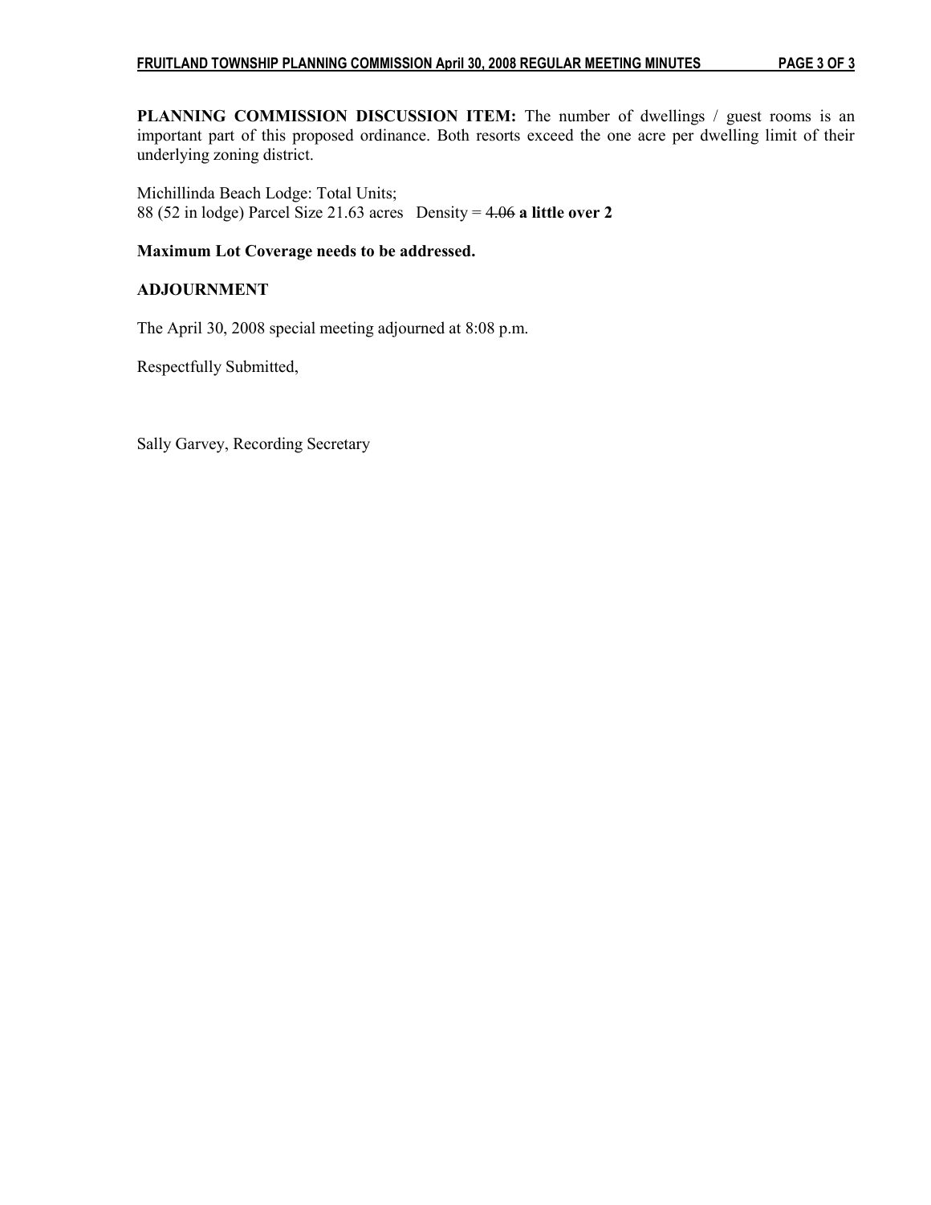**PLANNING COMMISSION DISCUSSION ITEM:** The number of dwellings / guest rooms is an important part of this proposed ordinance. Both resorts exceed the one acre per dwelling limit of their underlying zoning district.

Michillinda Beach Lodge: Total Units;
88 (52 in lodge) Parcel Size 21.63 acres Density = ~~4.06~~ **a little over 2**

**Maximum Lot Coverage needs to be addressed.**

**ADJOURNMENT**

The April 30, 2008 special meeting adjourned at 8:08 p.m.

Respectfully Submitted,

Sally Garvey, Recording Secretary